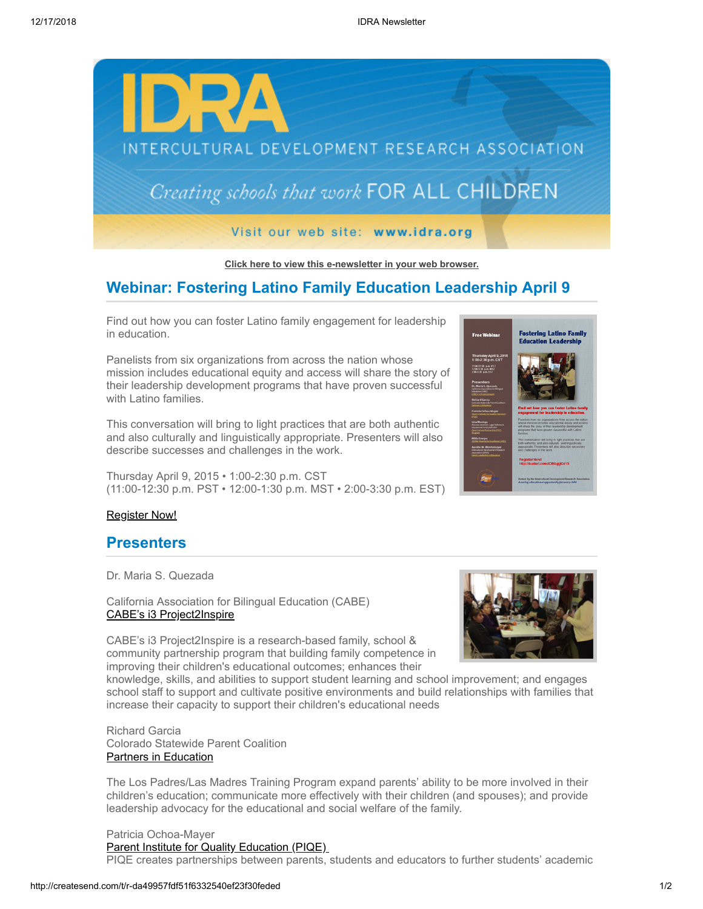# IDRA

INTERCULTURAL DEVELOPMENT RESEARCH ASSOCIATION

*Creating schools that work* FOR ALL CHILDREN

Visit our web site: **www.idra.org**

**Click here to view this e-newsletter in your web browser.**

## Webinar: Fostering Latino Family Education Leadership April 9

Find out how you can foster Latino family engagement for leadership in education.

Panelists from six organizations from across the nation whose mission includes educational equity and access will share the story of their leadership development programs that have proven successful with Latino families.

This conversation will bring to light practices that are both authentic and also culturally and linguistically appropriate. Presenters will also describe successes and challenges in the work.

Thursday April 9, 2015 • 1:00-2:30 p.m. CST
(11:00-12:30 p.m. PST • 12:00-1:30 p.m. MST • 2:00-3:30 p.m. EST)

Register Now!

## Presenters

Dr. Maria S. Quezada

California Association for Bilingual Education (CABE)
CABE's i3 Project2Inspire

CABE's i3 Project2Inspire is a research-based family, school & community partnership program that building family competence in improving their children's educational outcomes; enhances their knowledge, skills, and abilities to support student learning and school improvement; and engages school staff to support and cultivate positive environments and build relationships with families that increase their capacity to support their children's educational needs

Richard Garcia
Colorado Statewide Parent Coalition
Partners in Education

The Los Padres/Las Madres Training Program expand parents' ability to be more involved in their children's education; communicate more effectively with their children (and spouses); and provide leadership advocacy for the educational and social welfare of the family.

Patricia Ochoa-Mayer
Parent Institute for Quality Education (PIQE)
PIQE creates partnerships between parents, students and educators to further students' academic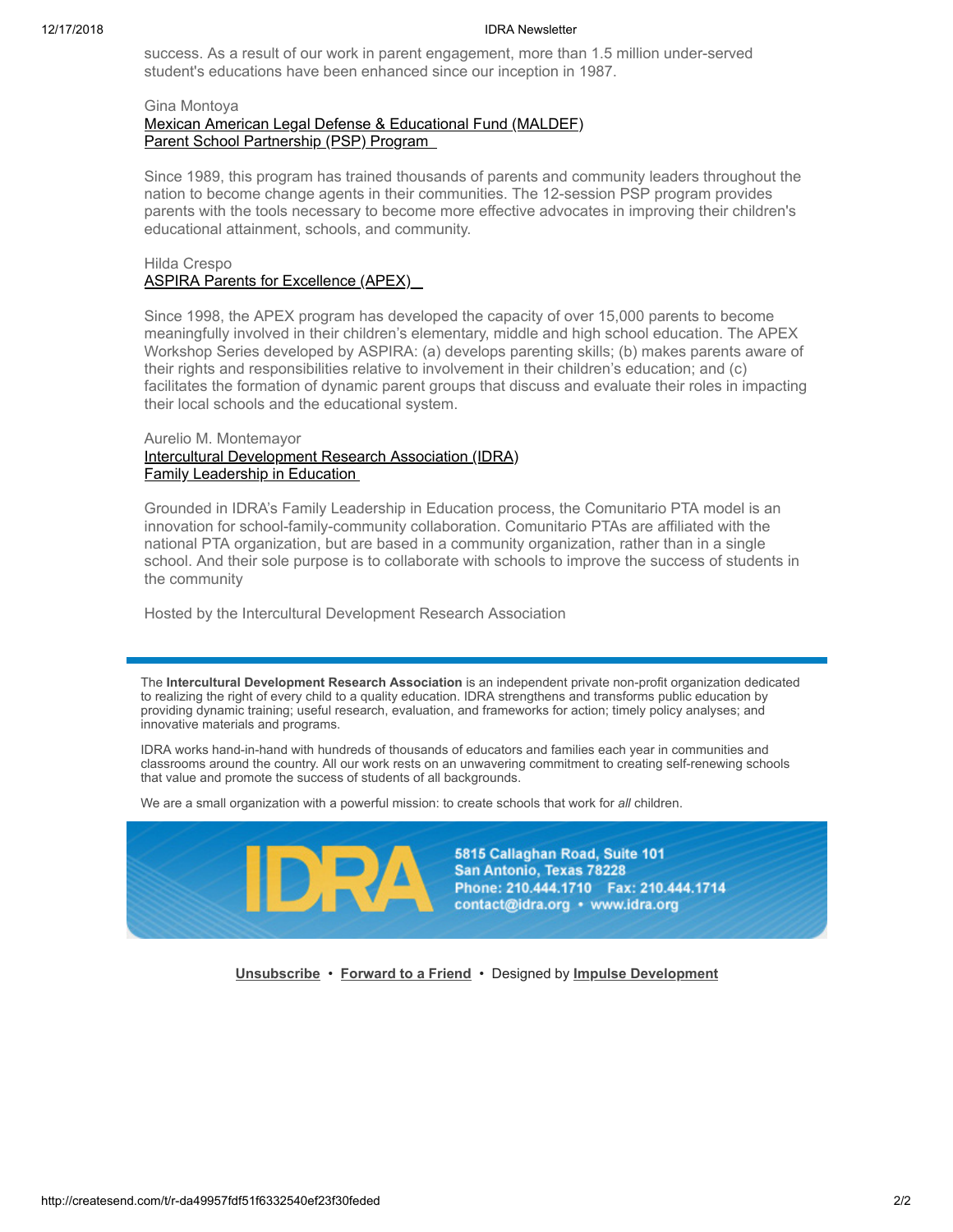success. As a result of our work in parent engagement, more than 1.5 million under-served student's educations have been enhanced since our inception in 1987.

Gina Montoya
Mexican American Legal Defense & Educational Fund (MALDEF)
Parent School Partnership (PSP) Program

Since 1989, this program has trained thousands of parents and community leaders throughout the nation to become change agents in their communities. The 12-session PSP program provides parents with the tools necessary to become more effective advocates in improving their children's educational attainment, schools, and community.

Hilda Crespo
ASPIRA Parents for Excellence (APEX)

Since 1998, the APEX program has developed the capacity of over 15,000 parents to become meaningfully involved in their children's elementary, middle and high school education. The APEX Workshop Series developed by ASPIRA: (a) develops parenting skills; (b) makes parents aware of their rights and responsibilities relative to involvement in their children's education; and (c) facilitates the formation of dynamic parent groups that discuss and evaluate their roles in impacting their local schools and the educational system.

Aurelio M. Montemayor
Intercultural Development Research Association (IDRA)
Family Leadership in Education

Grounded in IDRA's Family Leadership in Education process, the Comunitario PTA model is an innovation for school-family-community collaboration. Comunitario PTAs are affiliated with the national PTA organization, but are based in a community organization, rather than in a single school. And their sole purpose is to collaborate with schools to improve the success of students in the community

Hosted by the Intercultural Development Research Association

---

The **Intercultural Development Research Association** is an independent private non-profit organization dedicated to realizing the right of every child to a quality education. IDRA strengthens and transforms public education by providing dynamic training; useful research, evaluation, and frameworks for action; timely policy analyses; and innovative materials and programs.

IDRA works hand-in-hand with hundreds of thousands of educators and families each year in communities and classrooms around the country. All our work rests on an unwavering commitment to creating self-renewing schools that value and promote the success of students of all backgrounds.

We are a small organization with a powerful mission: to create schools that work for *all* children.

IDRA

5815 Callaghan Road, Suite 101
San Antonio, Texas 78228
Phone: 210.444.1710 Fax: 210.444.1714
contact@idra.org • www.idra.org

Unsubscribe • Forward to a Friend • Designed by Impulse Development